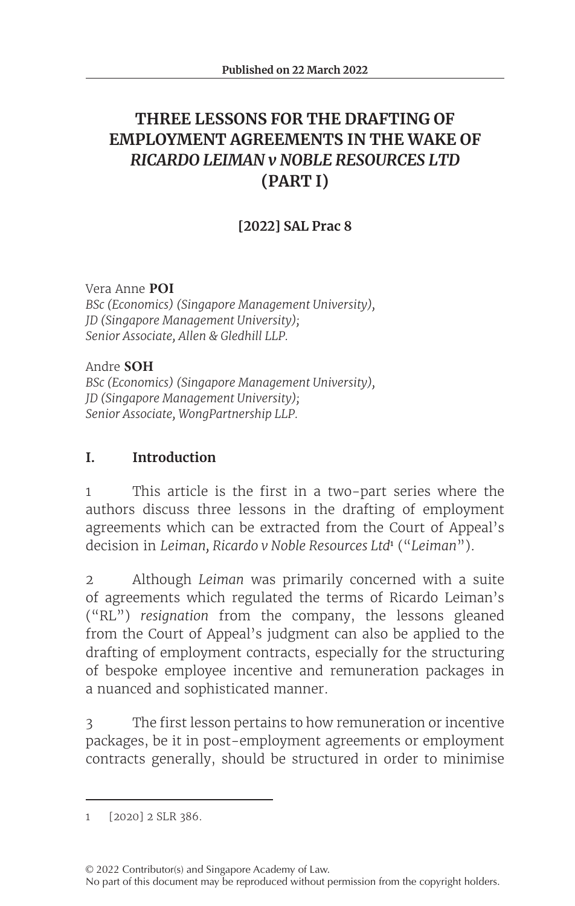Published on 22 March 2022

# THREE LESSONS FOR THE DRAFTING OF EMPLOYMENT AGREEMENTS IN THE WAKE OF *RICARDO LEIMAN v NOBLE RESOURCES LTD* (PART I)

**[2022] SAL Prac 8**

Vera Anne **POI**
*BSc (Economics) (Singapore Management University),*
*JD (Singapore Management University);*
*Senior Associate, Allen & Gledhill LLP.*

Andre **SOH**
*BSc (Economics) (Singapore Management University),*
*JD (Singapore Management University);*
*Senior Associate, WongPartnership LLP.*

## I. Introduction

1 This article is the first in a two-part series where the authors discuss three lessons in the drafting of employment agreements which can be extracted from the Court of Appeal's decision in *Leiman, Ricardo v Noble Resources Ltd*[1] ("*Leiman*").

2 Although *Leiman* was primarily concerned with a suite of agreements which regulated the terms of Ricardo Leiman's ("RL") *resignation* from the company, the lessons gleaned from the Court of Appeal's judgment can also be applied to the drafting of employment contracts, especially for the structuring of bespoke employee incentive and remuneration packages in a nuanced and sophisticated manner.

3 The first lesson pertains to how remuneration or incentive packages, be it in post-employment agreements or employment contracts generally, should be structured in order to minimise

1 [2020] 2 SLR 386.

© 2022 Contributor(s) and Singapore Academy of Law.
No part of this document may be reproduced without permission from the copyright holders.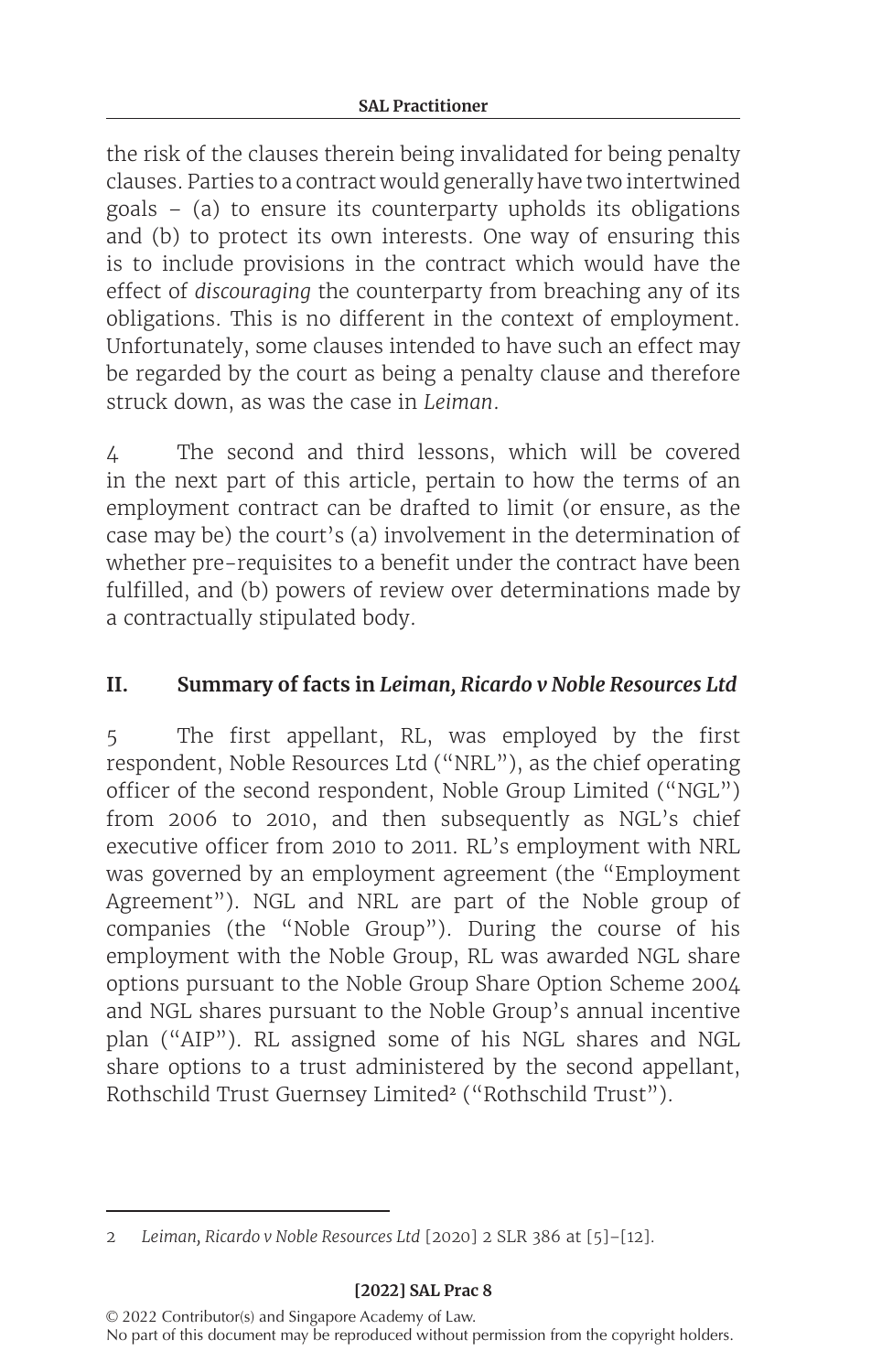the risk of the clauses therein being invalidated for being penalty clauses. Parties to a contract would generally have two intertwined goals – (a) to ensure its counterparty upholds its obligations and (b) to protect its own interests. One way of ensuring this is to include provisions in the contract which would have the effect of *discouraging* the counterparty from breaching any of its obligations. This is no different in the context of employment. Unfortunately, some clauses intended to have such an effect may be regarded by the court as being a penalty clause and therefore struck down, as was the case in *Leiman*.

4 The second and third lessons, which will be covered in the next part of this article, pertain to how the terms of an employment contract can be drafted to limit (or ensure, as the case may be) the court's (a) involvement in the determination of whether pre-requisites to a benefit under the contract have been fulfilled, and (b) powers of review over determinations made by a contractually stipulated body.

## II. Summary of facts in *Leiman, Ricardo v Noble Resources Ltd*

5 The first appellant, RL, was employed by the first respondent, Noble Resources Ltd ("NRL"), as the chief operating officer of the second respondent, Noble Group Limited ("NGL") from 2006 to 2010, and then subsequently as NGL's chief executive officer from 2010 to 2011. RL's employment with NRL was governed by an employment agreement (the "Employment Agreement"). NGL and NRL are part of the Noble group of companies (the "Noble Group"). During the course of his employment with the Noble Group, RL was awarded NGL share options pursuant to the Noble Group Share Option Scheme 2004 and NGL shares pursuant to the Noble Group's annual incentive plan ("AIP"). RL assigned some of his NGL shares and NGL share options to a trust administered by the second appellant, Rothschild Trust Guernsey Limited[2] ("Rothschild Trust").

---

2 *Leiman, Ricardo v Noble Resources Ltd* [2020] 2 SLR 386 at [5]–[12].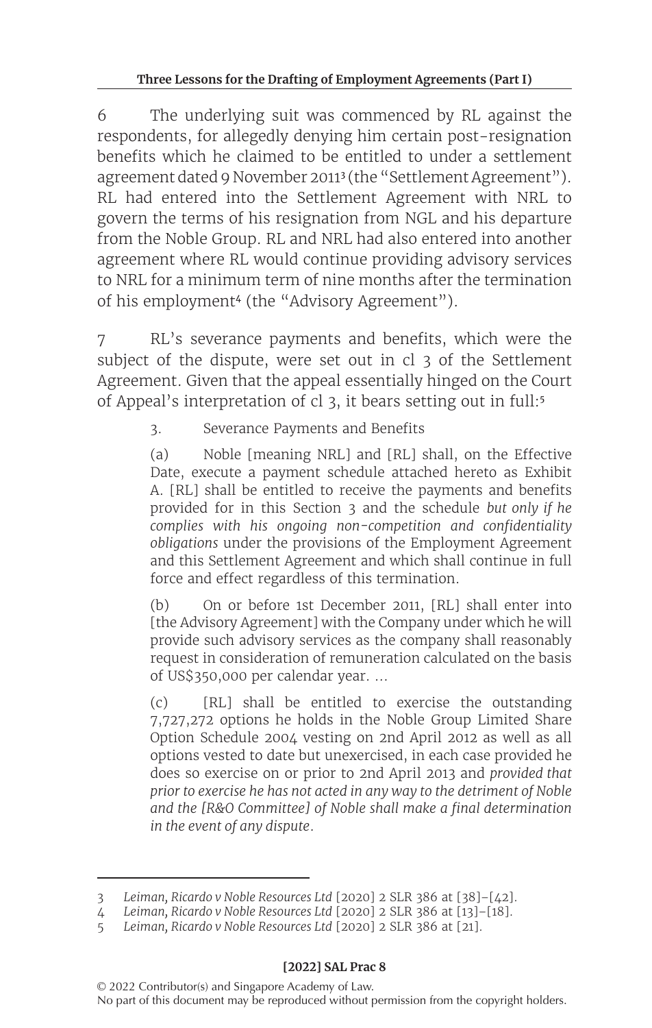6 The underlying suit was commenced by RL against the respondents, for allegedly denying him certain post-resignation benefits which he claimed to be entitled to under a settlement agreement dated 9 November 2011[3] (the "Settlement Agreement"). RL had entered into the Settlement Agreement with NRL to govern the terms of his resignation from NGL and his departure from the Noble Group. RL and NRL had also entered into another agreement where RL would continue providing advisory services to NRL for a minimum term of nine months after the termination of his employment[4] (the "Advisory Agreement").

7 RL's severance payments and benefits, which were the subject of the dispute, were set out in cl 3 of the Settlement Agreement. Given that the appeal essentially hinged on the Court of Appeal's interpretation of cl 3, it bears setting out in full:[5]

> 3. Severance Payments and Benefits
>
> (a) Noble [meaning NRL] and [RL] shall, on the Effective Date, execute a payment schedule attached hereto as Exhibit A. [RL] shall be entitled to receive the payments and benefits provided for in this Section 3 and the schedule *but only if he complies with his ongoing non-competition and confidentiality obligations* under the provisions of the Employment Agreement and this Settlement Agreement and which shall continue in full force and effect regardless of this termination.
>
> (b) On or before 1st December 2011, [RL] shall enter into [the Advisory Agreement] with the Company under which he will provide such advisory services as the company shall reasonably request in consideration of remuneration calculated on the basis of US$350,000 per calendar year. …
>
> (c) [RL] shall be entitled to exercise the outstanding 7,727,272 options he holds in the Noble Group Limited Share Option Schedule 2004 vesting on 2nd April 2012 as well as all options vested to date but unexercised, in each case provided he does so exercise on or prior to 2nd April 2013 and *provided that prior to exercise he has not acted in any way to the detriment of Noble and the [R&O Committee] of Noble shall make a final determination in the event of any dispute*.

---

3 *Leiman, Ricardo v Noble Resources Ltd* [2020] 2 SLR 386 at [38]–[42].

4 *Leiman, Ricardo v Noble Resources Ltd* [2020] 2 SLR 386 at [13]–[18].

5 *Leiman, Ricardo v Noble Resources Ltd* [2020] 2 SLR 386 at [21].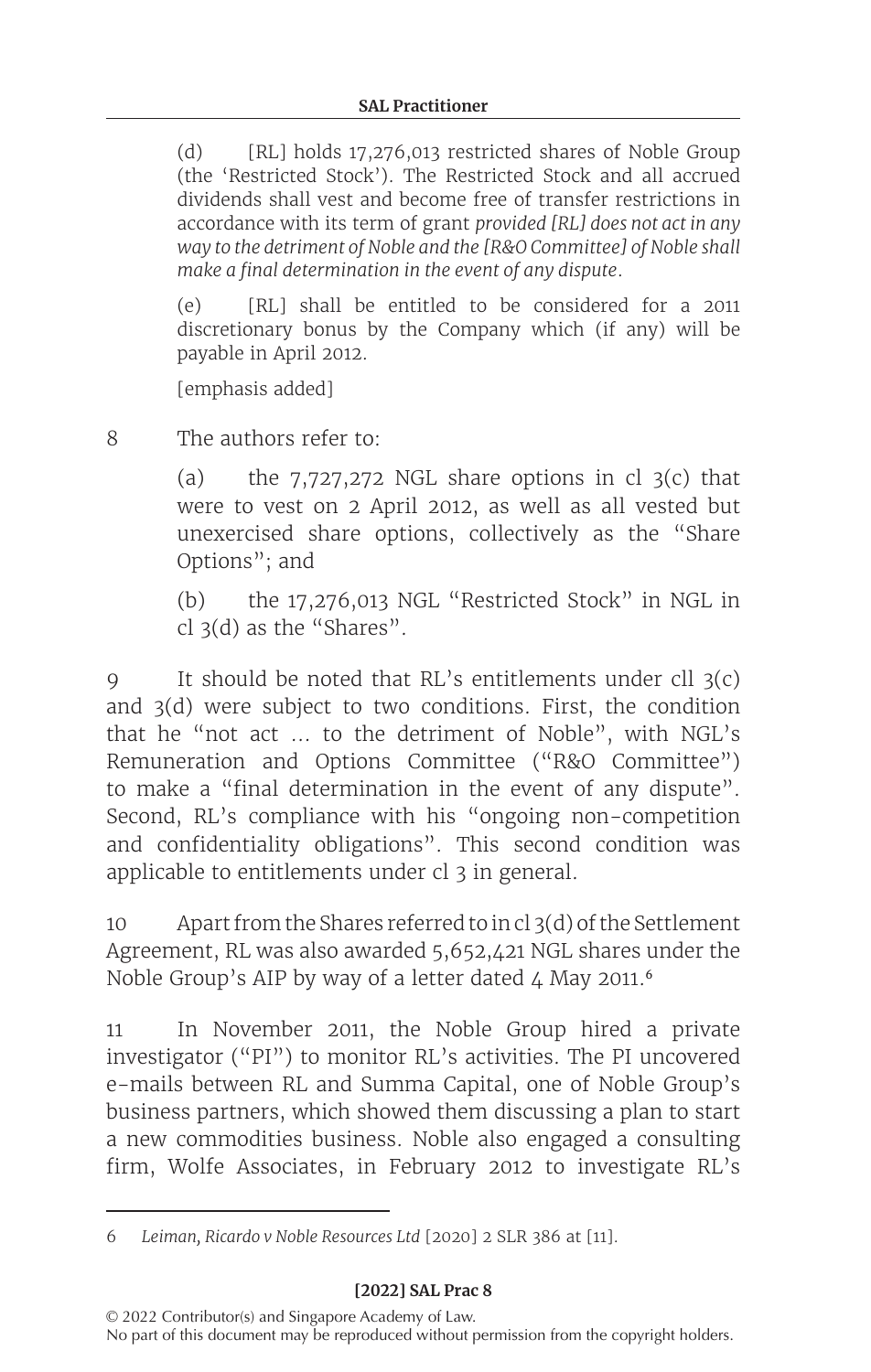> (d) [RL] holds 17,276,013 restricted shares of Noble Group (the 'Restricted Stock'). The Restricted Stock and all accrued dividends shall vest and become free of transfer restrictions in accordance with its term of grant *provided [RL] does not act in any way to the detriment of Noble and the [R&O Committee] of Noble shall make a final determination in the event of any dispute*.
>
> (e) [RL] shall be entitled to be considered for a 2011 discretionary bonus by the Company which (if any) will be payable in April 2012.
>
> [emphasis added]

8 The authors refer to:

> (a) the 7,727,272 NGL share options in cl 3(c) that were to vest on 2 April 2012, as well as all vested but unexercised share options, collectively as the "Share Options"; and
>
> (b) the 17,276,013 NGL "Restricted Stock" in NGL in cl 3(d) as the "Shares".

9 It should be noted that RL's entitlements under cll 3(c) and 3(d) were subject to two conditions. First, the condition that he "not act … to the detriment of Noble", with NGL's Remuneration and Options Committee ("R&O Committee") to make a "final determination in the event of any dispute". Second, RL's compliance with his "ongoing non-competition and confidentiality obligations". This second condition was applicable to entitlements under cl 3 in general.

10 Apart from the Shares referred to in cl 3(d) of the Settlement Agreement, RL was also awarded 5,652,421 NGL shares under the Noble Group's AIP by way of a letter dated 4 May 2011.[6]

11 In November 2011, the Noble Group hired a private investigator ("PI") to monitor RL's activities. The PI uncovered e-mails between RL and Summa Capital, one of Noble Group's business partners, which showed them discussing a plan to start a new commodities business. Noble also engaged a consulting firm, Wolfe Associates, in February 2012 to investigate RL's

---

6 *Leiman, Ricardo v Noble Resources Ltd* [2020] 2 SLR 386 at [11].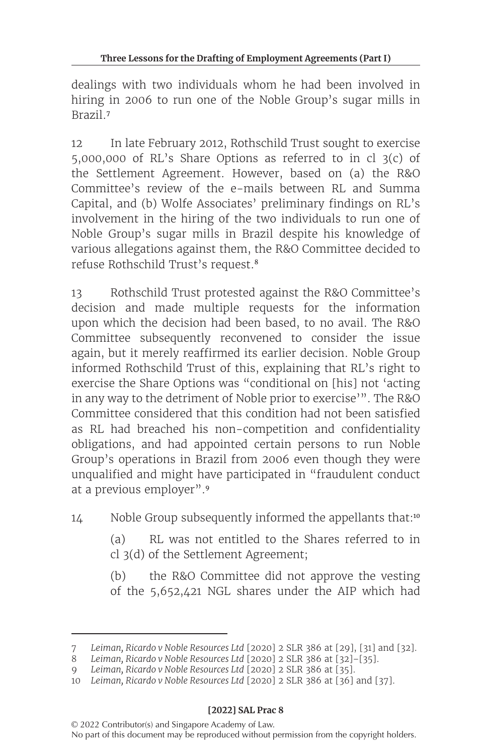dealings with two individuals whom he had been involved in hiring in 2006 to run one of the Noble Group's sugar mills in Brazil.[7]

12 In late February 2012, Rothschild Trust sought to exercise 5,000,000 of RL's Share Options as referred to in cl 3(c) of the Settlement Agreement. However, based on (a) the R&O Committee's review of the e-mails between RL and Summa Capital, and (b) Wolfe Associates' preliminary findings on RL's involvement in the hiring of the two individuals to run one of Noble Group's sugar mills in Brazil despite his knowledge of various allegations against them, the R&O Committee decided to refuse Rothschild Trust's request.[8]

13 Rothschild Trust protested against the R&O Committee's decision and made multiple requests for the information upon which the decision had been based, to no avail. The R&O Committee subsequently reconvened to consider the issue again, but it merely reaffirmed its earlier decision. Noble Group informed Rothschild Trust of this, explaining that RL's right to exercise the Share Options was "conditional on [his] not 'acting in any way to the detriment of Noble prior to exercise'". The R&O Committee considered that this condition had not been satisfied as RL had breached his non-competition and confidentiality obligations, and had appointed certain persons to run Noble Group's operations in Brazil from 2006 even though they were unqualified and might have participated in "fraudulent conduct at a previous employer".[9]

14 Noble Group subsequently informed the appellants that:[10]

(a) RL was not entitled to the Shares referred to in cl 3(d) of the Settlement Agreement;

(b) the R&O Committee did not approve the vesting of the 5,652,421 NGL shares under the AIP which had

---

7 *Leiman, Ricardo v Noble Resources Ltd* [2020] 2 SLR 386 at [29], [31] and [32].

8 *Leiman, Ricardo v Noble Resources Ltd* [2020] 2 SLR 386 at [32]–[35].

9 *Leiman, Ricardo v Noble Resources Ltd* [2020] 2 SLR 386 at [35].

10 *Leiman, Ricardo v Noble Resources Ltd* [2020] 2 SLR 386 at [36] and [37].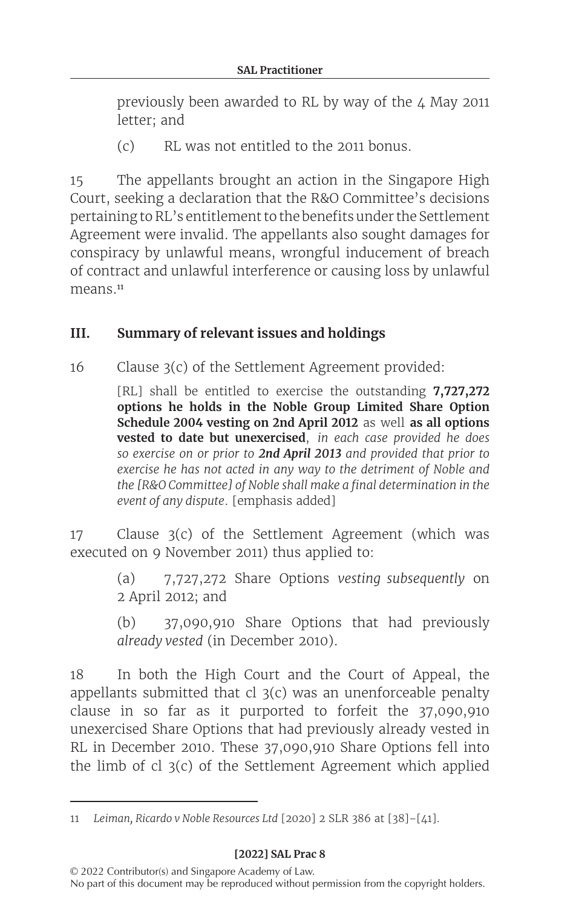previously been awarded to RL by way of the 4 May 2011 letter; and

(c) RL was not entitled to the 2011 bonus.

15 The appellants brought an action in the Singapore High Court, seeking a declaration that the R&O Committee's decisions pertaining to RL's entitlement to the benefits under the Settlement Agreement were invalid. The appellants also sought damages for conspiracy by unlawful means, wrongful inducement of breach of contract and unlawful interference or causing loss by unlawful means.[11]

## III. Summary of relevant issues and holdings

16 Clause 3(c) of the Settlement Agreement provided:

> [RL] shall be entitled to exercise the outstanding **7,727,272 options he holds in the Noble Group Limited Share Option Schedule 2004 vesting on 2nd April 2012** as well **as all options vested to date but unexercised**, *in each case provided he does so exercise on or prior to* ***2nd April 2013*** *and provided that prior to exercise he has not acted in any way to the detriment of Noble and the [R&O Committee] of Noble shall make a final determination in the event of any dispute*. [emphasis added]

17 Clause 3(c) of the Settlement Agreement (which was executed on 9 November 2011) thus applied to:

> (a) 7,727,272 Share Options *vesting subsequently* on 2 April 2012; and
>
> (b) 37,090,910 Share Options that had previously *already vested* (in December 2010).

18 In both the High Court and the Court of Appeal, the appellants submitted that cl 3(c) was an unenforceable penalty clause in so far as it purported to forfeit the 37,090,910 unexercised Share Options that had previously already vested in RL in December 2010. These 37,090,910 Share Options fell into the limb of cl 3(c) of the Settlement Agreement which applied

---

11 *Leiman, Ricardo v Noble Resources Ltd* [2020] 2 SLR 386 at [38]–[41].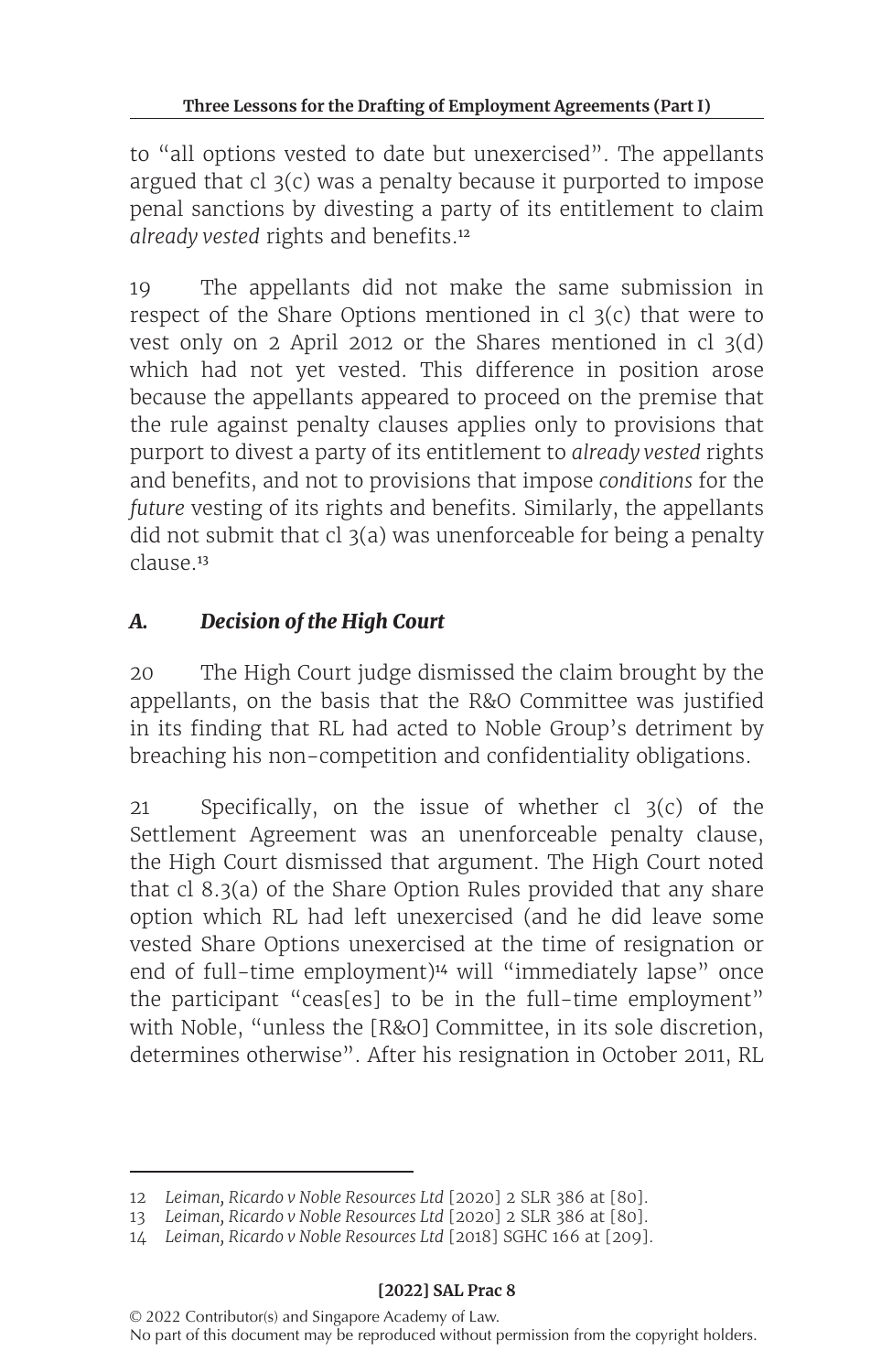to "all options vested to date but unexercised". The appellants argued that cl 3(c) was a penalty because it purported to impose penal sanctions by divesting a party of its entitlement to claim *already vested* rights and benefits.[12]

19 The appellants did not make the same submission in respect of the Share Options mentioned in cl 3(c) that were to vest only on 2 April 2012 or the Shares mentioned in cl 3(d) which had not yet vested. This difference in position arose because the appellants appeared to proceed on the premise that the rule against penalty clauses applies only to provisions that purport to divest a party of its entitlement to *already vested* rights and benefits, and not to provisions that impose *conditions* for the *future* vesting of its rights and benefits. Similarly, the appellants did not submit that cl 3(a) was unenforceable for being a penalty clause.[13]

### *A. Decision of the High Court*

20 The High Court judge dismissed the claim brought by the appellants, on the basis that the R&O Committee was justified in its finding that RL had acted to Noble Group's detriment by breaching his non-competition and confidentiality obligations.

21 Specifically, on the issue of whether cl 3(c) of the Settlement Agreement was an unenforceable penalty clause, the High Court dismissed that argument. The High Court noted that cl 8.3(a) of the Share Option Rules provided that any share option which RL had left unexercised (and he did leave some vested Share Options unexercised at the time of resignation or end of full-time employment)[14] will "immediately lapse" once the participant "ceas[es] to be in the full-time employment" with Noble, "unless the [R&O] Committee, in its sole discretion, determines otherwise". After his resignation in October 2011, RL

---

12 *Leiman, Ricardo v Noble Resources Ltd* [2020] 2 SLR 386 at [80].

13 *Leiman, Ricardo v Noble Resources Ltd* [2020] 2 SLR 386 at [80].

14 *Leiman, Ricardo v Noble Resources Ltd* [2018] SGHC 166 at [209].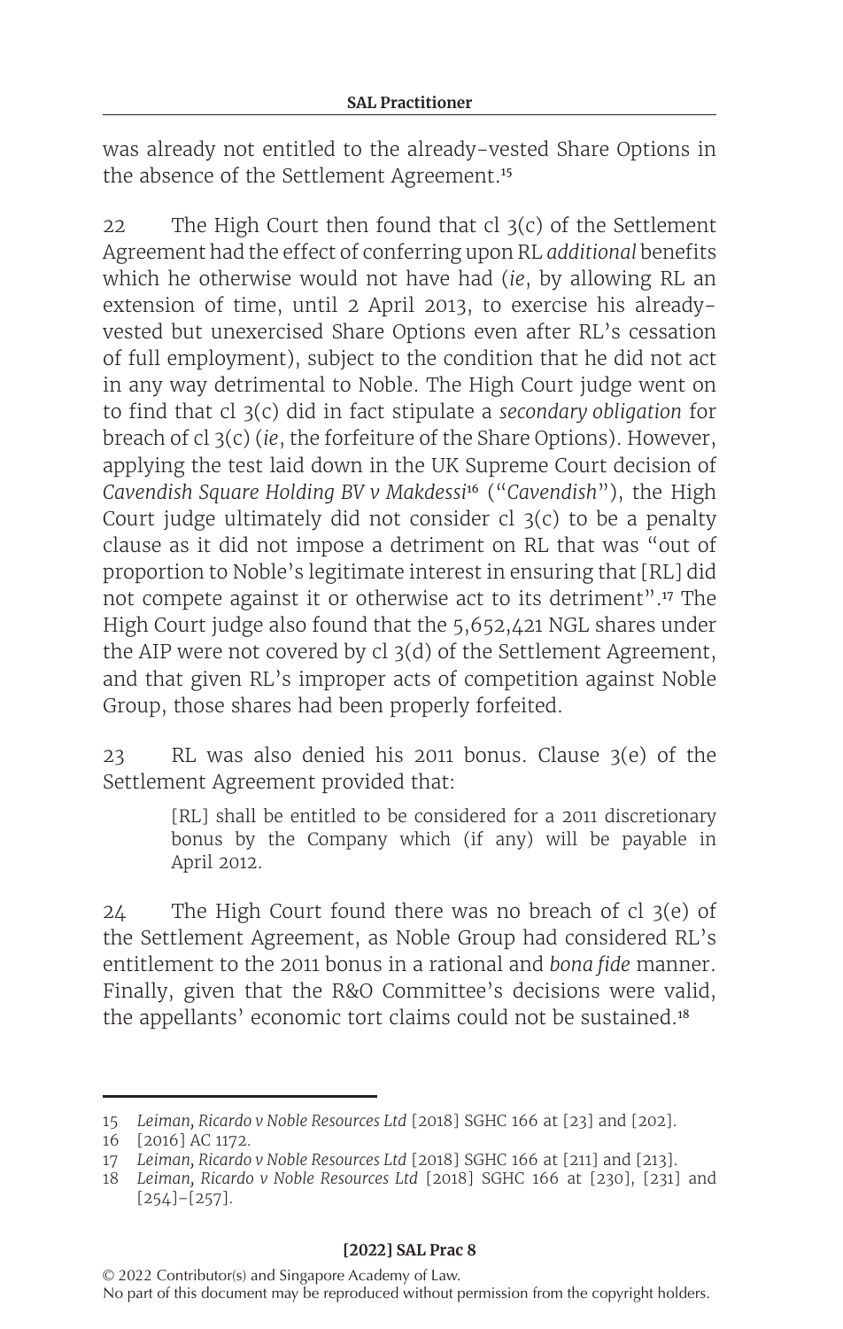was already not entitled to the already-vested Share Options in the absence of the Settlement Agreement.[15]

22 The High Court then found that cl 3(c) of the Settlement Agreement had the effect of conferring upon RL *additional* benefits which he otherwise would not have had (*ie*, by allowing RL an extension of time, until 2 April 2013, to exercise his already-vested but unexercised Share Options even after RL's cessation of full employment), subject to the condition that he did not act in any way detrimental to Noble. The High Court judge went on to find that cl 3(c) did in fact stipulate a *secondary obligation* for breach of cl 3(c) (*ie*, the forfeiture of the Share Options). However, applying the test laid down in the UK Supreme Court decision of *Cavendish Square Holding BV v Makdessi*[16] ("*Cavendish*"), the High Court judge ultimately did not consider cl 3(c) to be a penalty clause as it did not impose a detriment on RL that was "out of proportion to Noble's legitimate interest in ensuring that [RL] did not compete against it or otherwise act to its detriment".[17] The High Court judge also found that the 5,652,421 NGL shares under the AIP were not covered by cl 3(d) of the Settlement Agreement, and that given RL's improper acts of competition against Noble Group, those shares had been properly forfeited.

23 RL was also denied his 2011 bonus. Clause 3(e) of the Settlement Agreement provided that:

> [RL] shall be entitled to be considered for a 2011 discretionary bonus by the Company which (if any) will be payable in April 2012.

24 The High Court found there was no breach of cl 3(e) of the Settlement Agreement, as Noble Group had considered RL's entitlement to the 2011 bonus in a rational and *bona fide* manner. Finally, given that the R&O Committee's decisions were valid, the appellants' economic tort claims could not be sustained.[18]

---

15 *Leiman, Ricardo v Noble Resources Ltd* [2018] SGHC 166 at [23] and [202].

16 [2016] AC 1172.

17 *Leiman, Ricardo v Noble Resources Ltd* [2018] SGHC 166 at [211] and [213].

18 *Leiman, Ricardo v Noble Resources Ltd* [2018] SGHC 166 at [230], [231] and [254]–[257].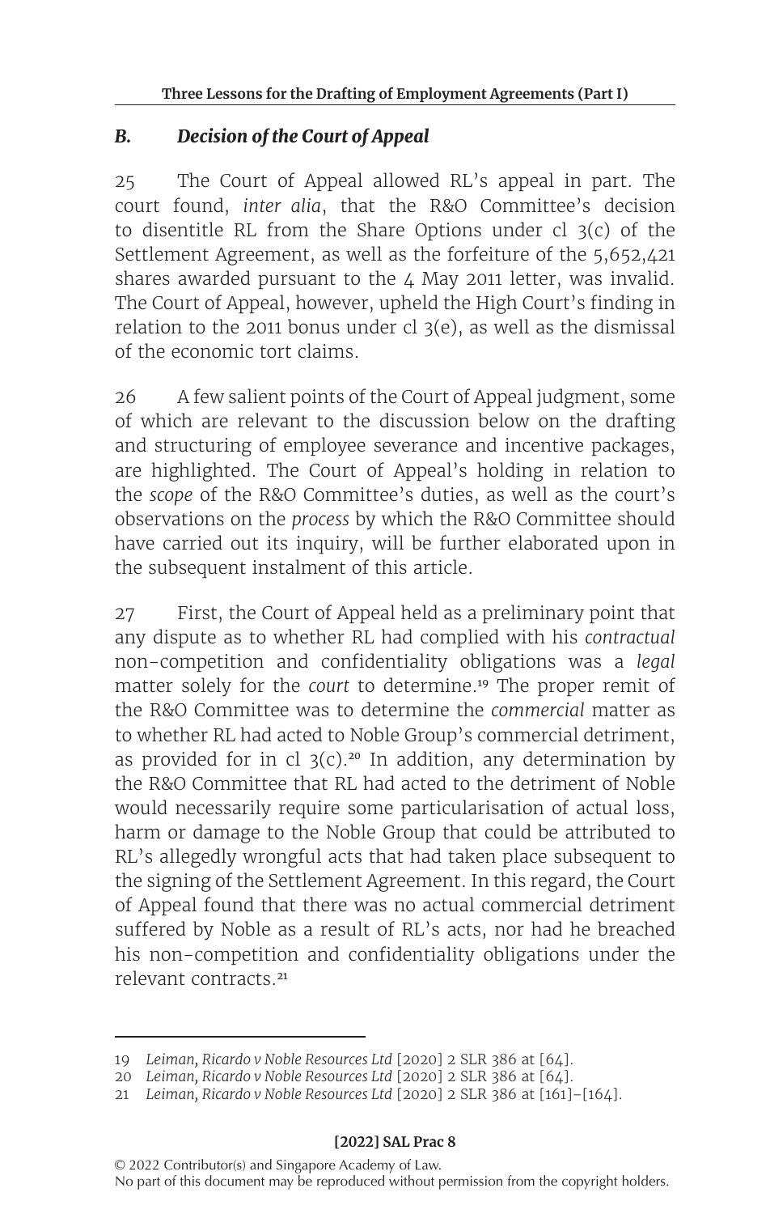### *B. Decision of the Court of Appeal*

25 The Court of Appeal allowed RL's appeal in part. The court found, *inter alia*, that the R&O Committee's decision to disentitle RL from the Share Options under cl 3(c) of the Settlement Agreement, as well as the forfeiture of the 5,652,421 shares awarded pursuant to the 4 May 2011 letter, was invalid. The Court of Appeal, however, upheld the High Court's finding in relation to the 2011 bonus under cl 3(e), as well as the dismissal of the economic tort claims.

26 A few salient points of the Court of Appeal judgment, some of which are relevant to the discussion below on the drafting and structuring of employee severance and incentive packages, are highlighted. The Court of Appeal's holding in relation to the *scope* of the R&O Committee's duties, as well as the court's observations on the *process* by which the R&O Committee should have carried out its inquiry, will be further elaborated upon in the subsequent instalment of this article.

27 First, the Court of Appeal held as a preliminary point that any dispute as to whether RL had complied with his *contractual* non-competition and confidentiality obligations was a *legal* matter solely for the *court* to determine.[19] The proper remit of the R&O Committee was to determine the *commercial* matter as to whether RL had acted to Noble Group's commercial detriment, as provided for in cl 3(c).[20] In addition, any determination by the R&O Committee that RL had acted to the detriment of Noble would necessarily require some particularisation of actual loss, harm or damage to the Noble Group that could be attributed to RL's allegedly wrongful acts that had taken place subsequent to the signing of the Settlement Agreement. In this regard, the Court of Appeal found that there was no actual commercial detriment suffered by Noble as a result of RL's acts, nor had he breached his non-competition and confidentiality obligations under the relevant contracts.[21]

---

19 *Leiman, Ricardo v Noble Resources Ltd* [2020] 2 SLR 386 at [64].

20 *Leiman, Ricardo v Noble Resources Ltd* [2020] 2 SLR 386 at [64].

21 *Leiman, Ricardo v Noble Resources Ltd* [2020] 2 SLR 386 at [161]–[164].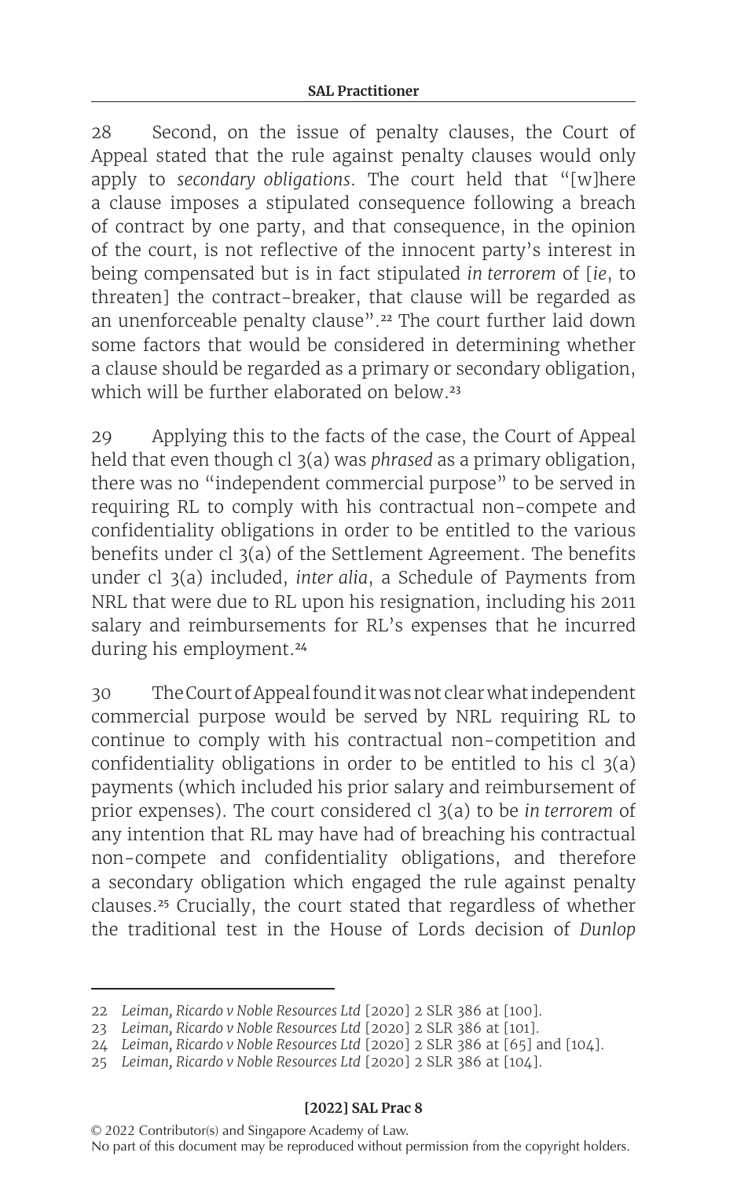28 Second, on the issue of penalty clauses, the Court of Appeal stated that the rule against penalty clauses would only apply to *secondary obligations*. The court held that "[w]here a clause imposes a stipulated consequence following a breach of contract by one party, and that consequence, in the opinion of the court, is not reflective of the innocent party's interest in being compensated but is in fact stipulated *in terrorem* of [*ie*, to threaten] the contract-breaker, that clause will be regarded as an unenforceable penalty clause".[22] The court further laid down some factors that would be considered in determining whether a clause should be regarded as a primary or secondary obligation, which will be further elaborated on below.[23]

29 Applying this to the facts of the case, the Court of Appeal held that even though cl 3(a) was *phrased* as a primary obligation, there was no "independent commercial purpose" to be served in requiring RL to comply with his contractual non-compete and confidentiality obligations in order to be entitled to the various benefits under cl 3(a) of the Settlement Agreement. The benefits under cl 3(a) included, *inter alia*, a Schedule of Payments from NRL that were due to RL upon his resignation, including his 2011 salary and reimbursements for RL's expenses that he incurred during his employment.[24]

30 The Court of Appeal found it was not clear what independent commercial purpose would be served by NRL requiring RL to continue to comply with his contractual non-competition and confidentiality obligations in order to be entitled to his cl 3(a) payments (which included his prior salary and reimbursement of prior expenses). The court considered cl 3(a) to be *in terrorem* of any intention that RL may have had of breaching his contractual non-compete and confidentiality obligations, and therefore a secondary obligation which engaged the rule against penalty clauses.[25] Crucially, the court stated that regardless of whether the traditional test in the House of Lords decision of *Dunlop*

---

22 *Leiman, Ricardo v Noble Resources Ltd* [2020] 2 SLR 386 at [100].

23 *Leiman, Ricardo v Noble Resources Ltd* [2020] 2 SLR 386 at [101].

24 *Leiman, Ricardo v Noble Resources Ltd* [2020] 2 SLR 386 at [65] and [104].

25 *Leiman, Ricardo v Noble Resources Ltd* [2020] 2 SLR 386 at [104].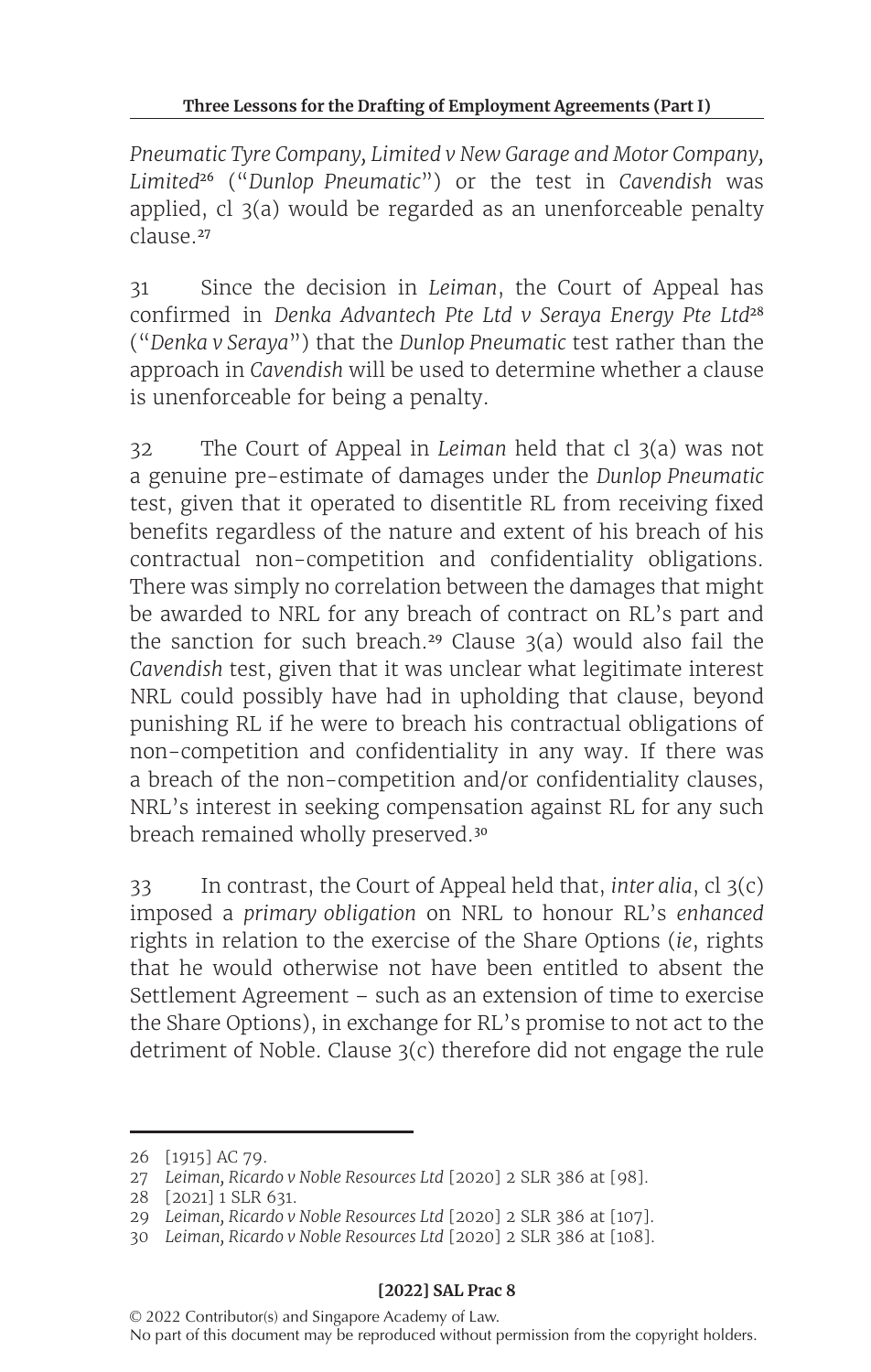*Pneumatic Tyre Company, Limited v New Garage and Motor Company, Limited*[26] ("*Dunlop Pneumatic*") or the test in *Cavendish* was applied, cl 3(a) would be regarded as an unenforceable penalty clause.[27]

31 Since the decision in *Leiman*, the Court of Appeal has confirmed in *Denka Advantech Pte Ltd v Seraya Energy Pte Ltd*[28] ("*Denka v Seraya*") that the *Dunlop Pneumatic* test rather than the approach in *Cavendish* will be used to determine whether a clause is unenforceable for being a penalty.

32 The Court of Appeal in *Leiman* held that cl 3(a) was not a genuine pre-estimate of damages under the *Dunlop Pneumatic* test, given that it operated to disentitle RL from receiving fixed benefits regardless of the nature and extent of his breach of his contractual non-competition and confidentiality obligations. There was simply no correlation between the damages that might be awarded to NRL for any breach of contract on RL's part and the sanction for such breach.[29] Clause 3(a) would also fail the *Cavendish* test, given that it was unclear what legitimate interest NRL could possibly have had in upholding that clause, beyond punishing RL if he were to breach his contractual obligations of non-competition and confidentiality in any way. If there was a breach of the non-competition and/or confidentiality clauses, NRL's interest in seeking compensation against RL for any such breach remained wholly preserved.[30]

33 In contrast, the Court of Appeal held that, *inter alia*, cl 3(c) imposed a *primary obligation* on NRL to honour RL's *enhanced* rights in relation to the exercise of the Share Options (*ie*, rights that he would otherwise not have been entitled to absent the Settlement Agreement – such as an extension of time to exercise the Share Options), in exchange for RL's promise to not act to the detriment of Noble. Clause 3(c) therefore did not engage the rule

---

26 [1915] AC 79.

27 *Leiman, Ricardo v Noble Resources Ltd* [2020] 2 SLR 386 at [98].

28 [2021] 1 SLR 631.

29 *Leiman, Ricardo v Noble Resources Ltd* [2020] 2 SLR 386 at [107].

30 *Leiman, Ricardo v Noble Resources Ltd* [2020] 2 SLR 386 at [108].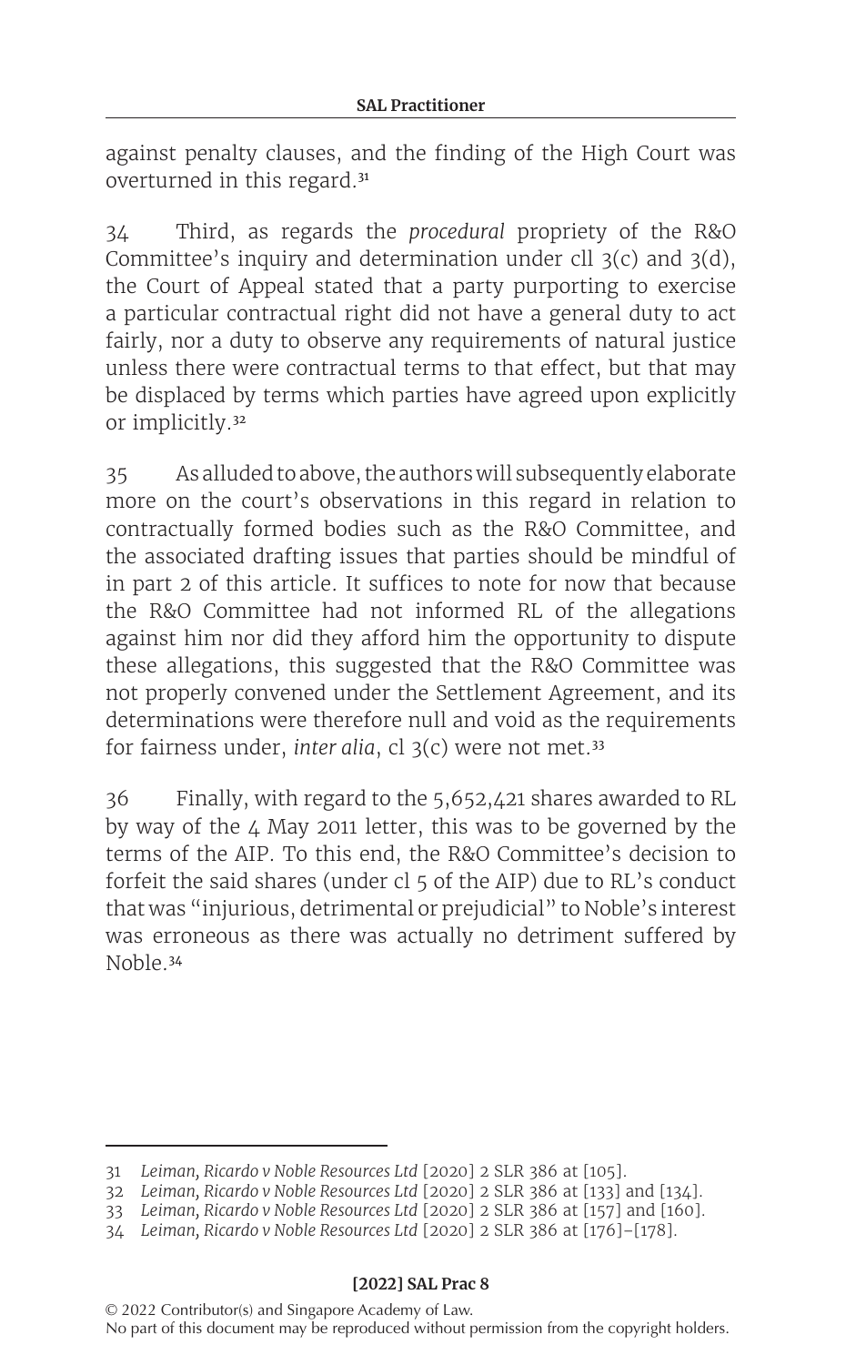against penalty clauses, and the finding of the High Court was overturned in this regard.[31]

34 Third, as regards the *procedural* propriety of the R&O Committee's inquiry and determination under cll 3(c) and 3(d), the Court of Appeal stated that a party purporting to exercise a particular contractual right did not have a general duty to act fairly, nor a duty to observe any requirements of natural justice unless there were contractual terms to that effect, but that may be displaced by terms which parties have agreed upon explicitly or implicitly.[32]

35 As alluded to above, the authors will subsequently elaborate more on the court's observations in this regard in relation to contractually formed bodies such as the R&O Committee, and the associated drafting issues that parties should be mindful of in part 2 of this article. It suffices to note for now that because the R&O Committee had not informed RL of the allegations against him nor did they afford him the opportunity to dispute these allegations, this suggested that the R&O Committee was not properly convened under the Settlement Agreement, and its determinations were therefore null and void as the requirements for fairness under, *inter alia*, cl 3(c) were not met.[33]

36 Finally, with regard to the 5,652,421 shares awarded to RL by way of the 4 May 2011 letter, this was to be governed by the terms of the AIP. To this end, the R&O Committee's decision to forfeit the said shares (under cl 5 of the AIP) due to RL's conduct that was "injurious, detrimental or prejudicial" to Noble's interest was erroneous as there was actually no detriment suffered by Noble.[34]

---

31 *Leiman, Ricardo v Noble Resources Ltd* [2020] 2 SLR 386 at [105].

32 *Leiman, Ricardo v Noble Resources Ltd* [2020] 2 SLR 386 at [133] and [134].

33 *Leiman, Ricardo v Noble Resources Ltd* [2020] 2 SLR 386 at [157] and [160].

34 *Leiman, Ricardo v Noble Resources Ltd* [2020] 2 SLR 386 at [176]–[178].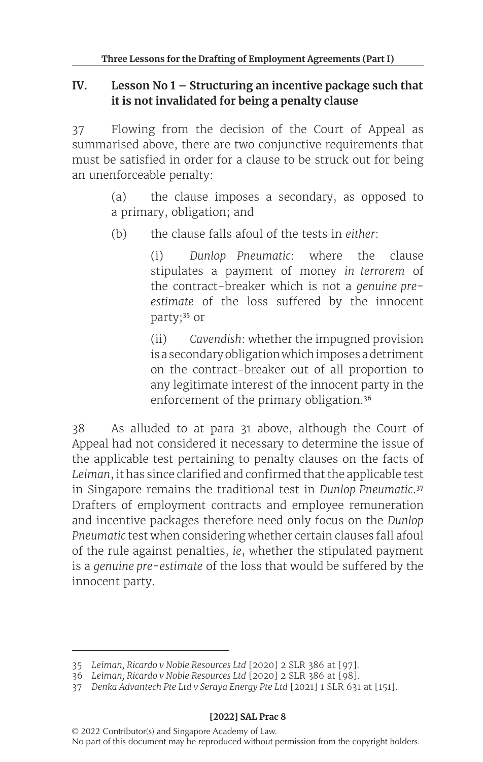## IV. Lesson No 1 – Structuring an incentive package such that it is not invalidated for being a penalty clause

37 Flowing from the decision of the Court of Appeal as summarised above, there are two conjunctive requirements that must be satisfied in order for a clause to be struck out for being an unenforceable penalty:

> (a) the clause imposes a secondary, as opposed to a primary, obligation; and
>
> (b) the clause falls afoul of the tests in *either*:
>
> > (i) *Dunlop Pneumatic*: where the clause stipulates a payment of money *in terrorem* of the contract-breaker which is not a *genuine pre-estimate* of the loss suffered by the innocent party;[35] or
> >
> > (ii) *Cavendish*: whether the impugned provision is a secondary obligation which imposes a detriment on the contract-breaker out of all proportion to any legitimate interest of the innocent party in the enforcement of the primary obligation.[36]

38 As alluded to at para 31 above, although the Court of Appeal had not considered it necessary to determine the issue of the applicable test pertaining to penalty clauses on the facts of *Leiman*, it has since clarified and confirmed that the applicable test in Singapore remains the traditional test in *Dunlop Pneumatic*.[37] Drafters of employment contracts and employee remuneration and incentive packages therefore need only focus on the *Dunlop Pneumatic* test when considering whether certain clauses fall afoul of the rule against penalties, *ie*, whether the stipulated payment is a *genuine pre-estimate* of the loss that would be suffered by the innocent party.

---

35 *Leiman, Ricardo v Noble Resources Ltd* [2020] 2 SLR 386 at [97].

36 *Leiman, Ricardo v Noble Resources Ltd* [2020] 2 SLR 386 at [98].

37 *Denka Advantech Pte Ltd v Seraya Energy Pte Ltd* [2021] 1 SLR 631 at [151].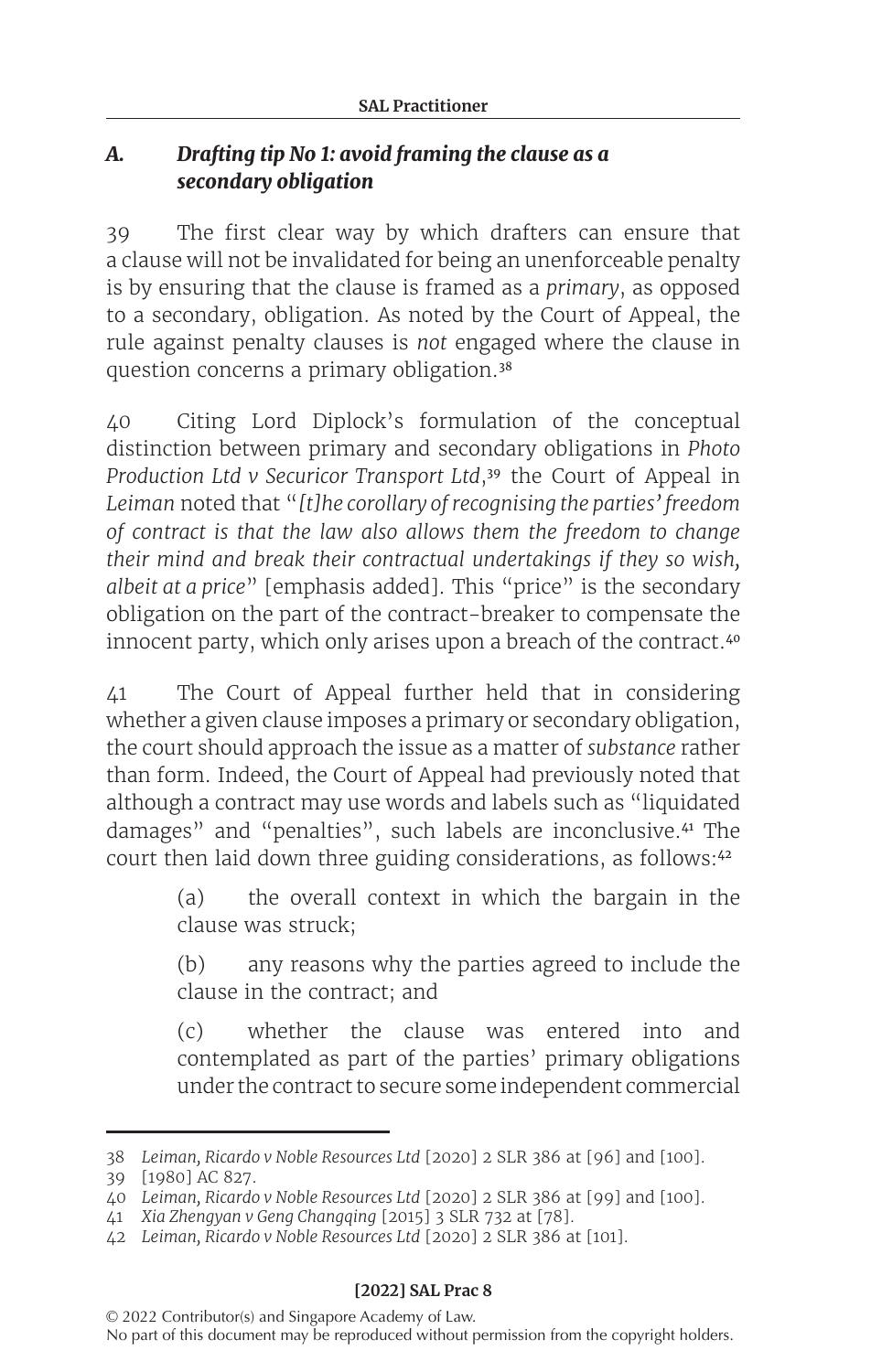### *A. Drafting tip No 1: avoid framing the clause as a secondary obligation*

39 The first clear way by which drafters can ensure that a clause will not be invalidated for being an unenforceable penalty is by ensuring that the clause is framed as a *primary*, as opposed to a secondary, obligation. As noted by the Court of Appeal, the rule against penalty clauses is *not* engaged where the clause in question concerns a primary obligation.[38]

40 Citing Lord Diplock's formulation of the conceptual distinction between primary and secondary obligations in *Photo Production Ltd v Securicor Transport Ltd*,[39] the Court of Appeal in *Leiman* noted that "*[t]he corollary of recognising the parties' freedom of contract is that the law also allows them the freedom to change their mind and break their contractual undertakings if they so wish, albeit at a price*" [emphasis added]. This "price" is the secondary obligation on the part of the contract-breaker to compensate the innocent party, which only arises upon a breach of the contract.[40]

41 The Court of Appeal further held that in considering whether a given clause imposes a primary or secondary obligation, the court should approach the issue as a matter of *substance* rather than form. Indeed, the Court of Appeal had previously noted that although a contract may use words and labels such as "liquidated damages" and "penalties", such labels are inconclusive.[41] The court then laid down three guiding considerations, as follows:[42]

> (a) the overall context in which the bargain in the clause was struck;
>
> (b) any reasons why the parties agreed to include the clause in the contract; and
>
> (c) whether the clause was entered into and contemplated as part of the parties' primary obligations under the contract to secure some independent commercial

---

38 *Leiman, Ricardo v Noble Resources Ltd* [2020] 2 SLR 386 at [96] and [100].

39 [1980] AC 827.

40 *Leiman, Ricardo v Noble Resources Ltd* [2020] 2 SLR 386 at [99] and [100].

41 *Xia Zhengyan v Geng Changqing* [2015] 3 SLR 732 at [78].

42 *Leiman, Ricardo v Noble Resources Ltd* [2020] 2 SLR 386 at [101].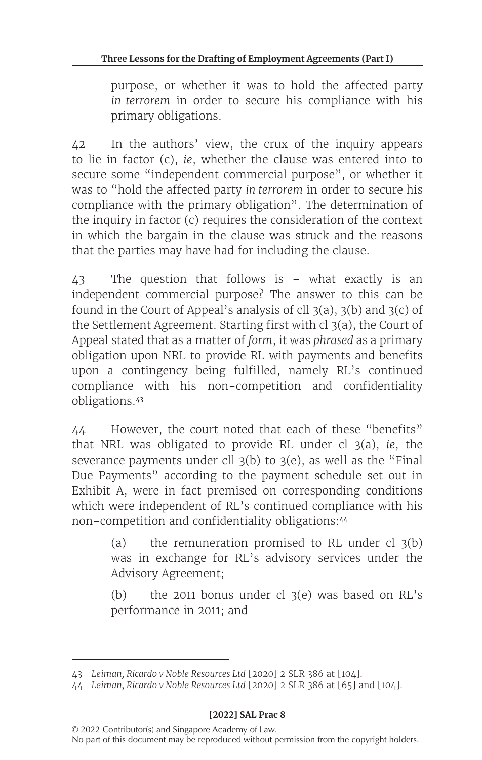purpose, or whether it was to hold the affected party *in terrorem* in order to secure his compliance with his primary obligations.

42 In the authors' view, the crux of the inquiry appears to lie in factor (c), *ie*, whether the clause was entered into to secure some "independent commercial purpose", or whether it was to "hold the affected party *in terrorem* in order to secure his compliance with the primary obligation". The determination of the inquiry in factor (c) requires the consideration of the context in which the bargain in the clause was struck and the reasons that the parties may have had for including the clause.

43 The question that follows is – what exactly is an independent commercial purpose? The answer to this can be found in the Court of Appeal's analysis of cll 3(a), 3(b) and 3(c) of the Settlement Agreement. Starting first with cl 3(a), the Court of Appeal stated that as a matter of *form*, it was *phrased* as a primary obligation upon NRL to provide RL with payments and benefits upon a contingency being fulfilled, namely RL's continued compliance with his non-competition and confidentiality obligations.[43]

44 However, the court noted that each of these "benefits" that NRL was obligated to provide RL under cl 3(a), *ie*, the severance payments under cll 3(b) to 3(e), as well as the "Final Due Payments" according to the payment schedule set out in Exhibit A, were in fact premised on corresponding conditions which were independent of RL's continued compliance with his non-competition and confidentiality obligations:[44]

> (a) the remuneration promised to RL under cl 3(b) was in exchange for RL's advisory services under the Advisory Agreement;
>
> (b) the 2011 bonus under cl 3(e) was based on RL's performance in 2011; and

---

43 *Leiman, Ricardo v Noble Resources Ltd* [2020] 2 SLR 386 at [104].

44 *Leiman, Ricardo v Noble Resources Ltd* [2020] 2 SLR 386 at [65] and [104].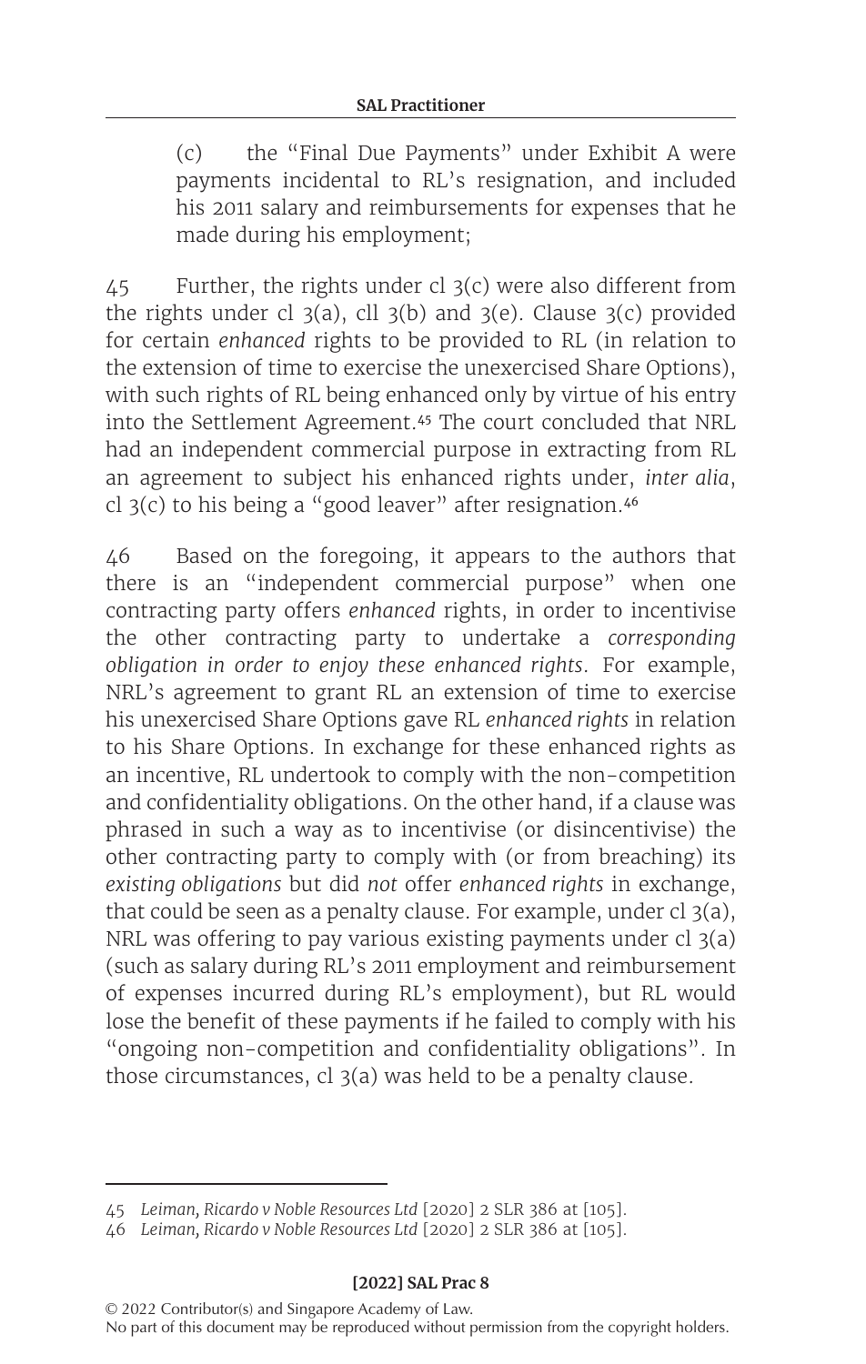(c) the "Final Due Payments" under Exhibit A were payments incidental to RL's resignation, and included his 2011 salary and reimbursements for expenses that he made during his employment;

45 Further, the rights under cl 3(c) were also different from the rights under cl 3(a), cll 3(b) and 3(e). Clause 3(c) provided for certain *enhanced* rights to be provided to RL (in relation to the extension of time to exercise the unexercised Share Options), with such rights of RL being enhanced only by virtue of his entry into the Settlement Agreement.[45] The court concluded that NRL had an independent commercial purpose in extracting from RL an agreement to subject his enhanced rights under, *inter alia*, cl 3(c) to his being a "good leaver" after resignation.[46]

46 Based on the foregoing, it appears to the authors that there is an "independent commercial purpose" when one contracting party offers *enhanced* rights, in order to incentivise the other contracting party to undertake a *corresponding obligation in order to enjoy these enhanced rights*. For example, NRL's agreement to grant RL an extension of time to exercise his unexercised Share Options gave RL *enhanced rights* in relation to his Share Options. In exchange for these enhanced rights as an incentive, RL undertook to comply with the non-competition and confidentiality obligations. On the other hand, if a clause was phrased in such a way as to incentivise (or disincentivise) the other contracting party to comply with (or from breaching) its *existing obligations* but did *not* offer *enhanced rights* in exchange, that could be seen as a penalty clause. For example, under cl 3(a), NRL was offering to pay various existing payments under cl 3(a) (such as salary during RL's 2011 employment and reimbursement of expenses incurred during RL's employment), but RL would lose the benefit of these payments if he failed to comply with his "ongoing non-competition and confidentiality obligations". In those circumstances, cl 3(a) was held to be a penalty clause.

---

45 *Leiman, Ricardo v Noble Resources Ltd* [2020] 2 SLR 386 at [105].

46 *Leiman, Ricardo v Noble Resources Ltd* [2020] 2 SLR 386 at [105].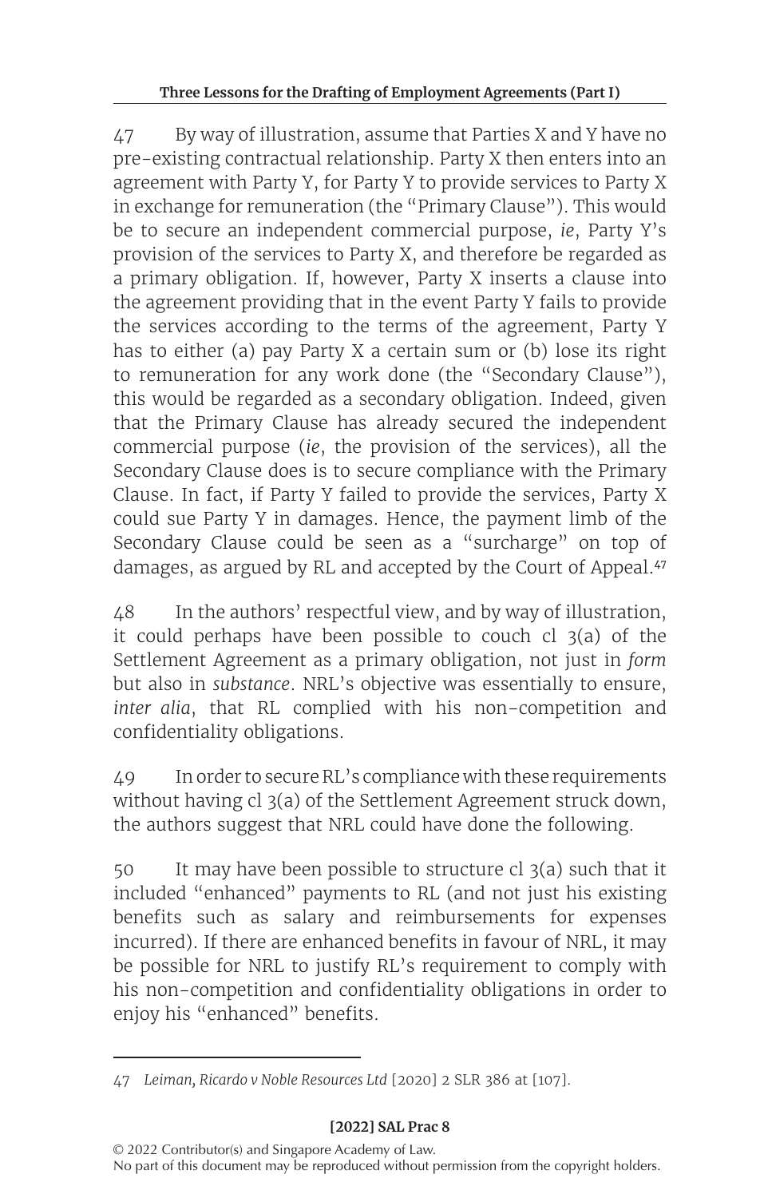47 By way of illustration, assume that Parties X and Y have no pre-existing contractual relationship. Party X then enters into an agreement with Party Y, for Party Y to provide services to Party X in exchange for remuneration (the "Primary Clause"). This would be to secure an independent commercial purpose, *ie*, Party Y's provision of the services to Party X, and therefore be regarded as a primary obligation. If, however, Party X inserts a clause into the agreement providing that in the event Party Y fails to provide the services according to the terms of the agreement, Party Y has to either (a) pay Party X a certain sum or (b) lose its right to remuneration for any work done (the "Secondary Clause"), this would be regarded as a secondary obligation. Indeed, given that the Primary Clause has already secured the independent commercial purpose (*ie*, the provision of the services), all the Secondary Clause does is to secure compliance with the Primary Clause. In fact, if Party Y failed to provide the services, Party X could sue Party Y in damages. Hence, the payment limb of the Secondary Clause could be seen as a "surcharge" on top of damages, as argued by RL and accepted by the Court of Appeal.[47]

48 In the authors' respectful view, and by way of illustration, it could perhaps have been possible to couch cl 3(a) of the Settlement Agreement as a primary obligation, not just in *form* but also in *substance*. NRL's objective was essentially to ensure, *inter alia*, that RL complied with his non-competition and confidentiality obligations.

49 In order to secure RL's compliance with these requirements without having cl 3(a) of the Settlement Agreement struck down, the authors suggest that NRL could have done the following.

50 It may have been possible to structure cl 3(a) such that it included "enhanced" payments to RL (and not just his existing benefits such as salary and reimbursements for expenses incurred). If there are enhanced benefits in favour of NRL, it may be possible for NRL to justify RL's requirement to comply with his non-competition and confidentiality obligations in order to enjoy his "enhanced" benefits.

---

47 *Leiman, Ricardo v Noble Resources Ltd* [2020] 2 SLR 386 at [107].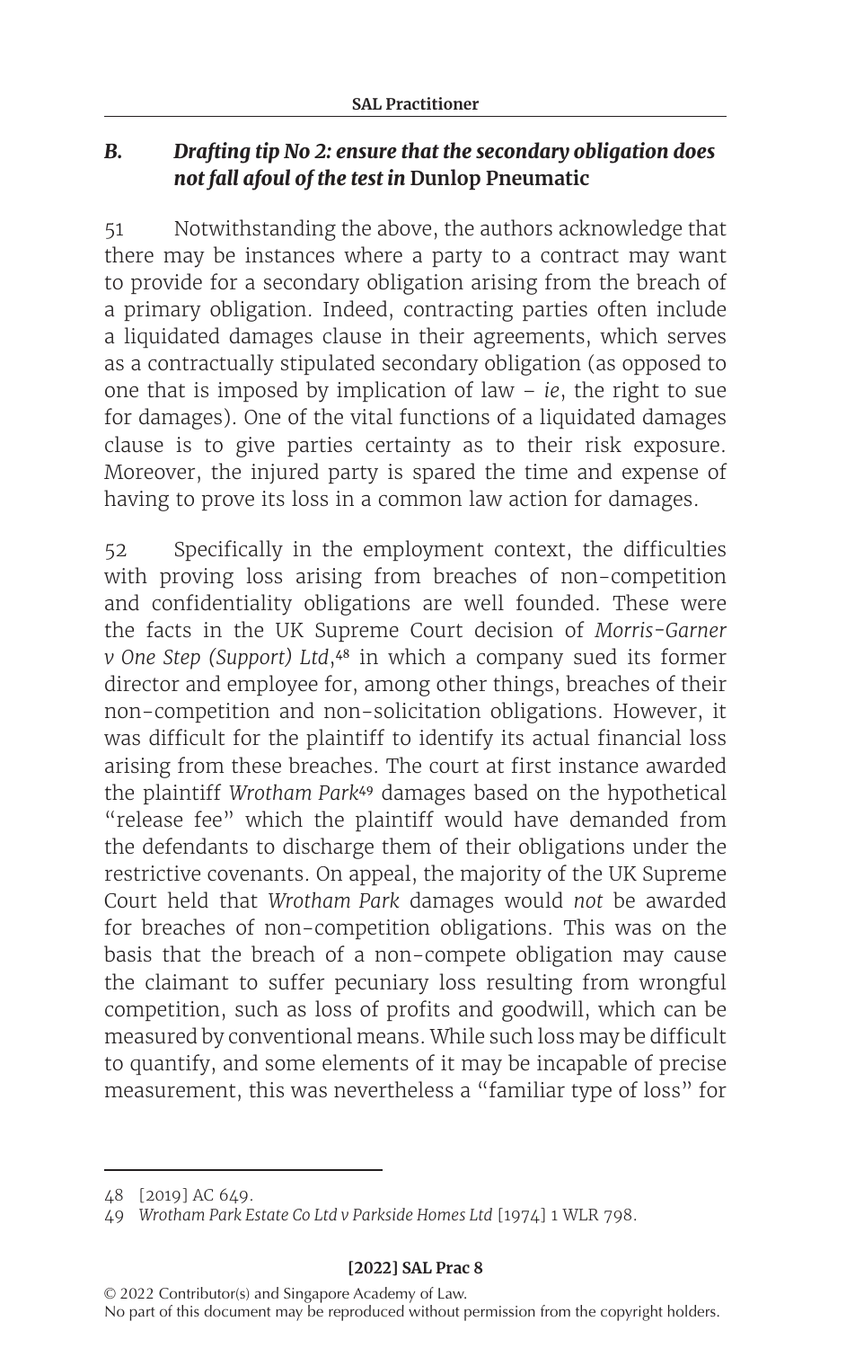### *B. Drafting tip No 2: ensure that the secondary obligation does not fall afoul of the test in* **Dunlop Pneumatic**

51 Notwithstanding the above, the authors acknowledge that there may be instances where a party to a contract may want to provide for a secondary obligation arising from the breach of a primary obligation. Indeed, contracting parties often include a liquidated damages clause in their agreements, which serves as a contractually stipulated secondary obligation (as opposed to one that is imposed by implication of law – *ie*, the right to sue for damages). One of the vital functions of a liquidated damages clause is to give parties certainty as to their risk exposure. Moreover, the injured party is spared the time and expense of having to prove its loss in a common law action for damages.

52 Specifically in the employment context, the difficulties with proving loss arising from breaches of non-competition and confidentiality obligations are well founded. These were the facts in the UK Supreme Court decision of *Morris-Garner v One Step (Support) Ltd*,[48] in which a company sued its former director and employee for, among other things, breaches of their non-competition and non-solicitation obligations. However, it was difficult for the plaintiff to identify its actual financial loss arising from these breaches. The court at first instance awarded the plaintiff *Wrotham Park*[49] damages based on the hypothetical "release fee" which the plaintiff would have demanded from the defendants to discharge them of their obligations under the restrictive covenants. On appeal, the majority of the UK Supreme Court held that *Wrotham Park* damages would *not* be awarded for breaches of non-competition obligations. This was on the basis that the breach of a non-compete obligation may cause the claimant to suffer pecuniary loss resulting from wrongful competition, such as loss of profits and goodwill, which can be measured by conventional means. While such loss may be difficult to quantify, and some elements of it may be incapable of precise measurement, this was nevertheless a "familiar type of loss" for

---

48 [2019] AC 649.

49 *Wrotham Park Estate Co Ltd v Parkside Homes Ltd* [1974] 1 WLR 798.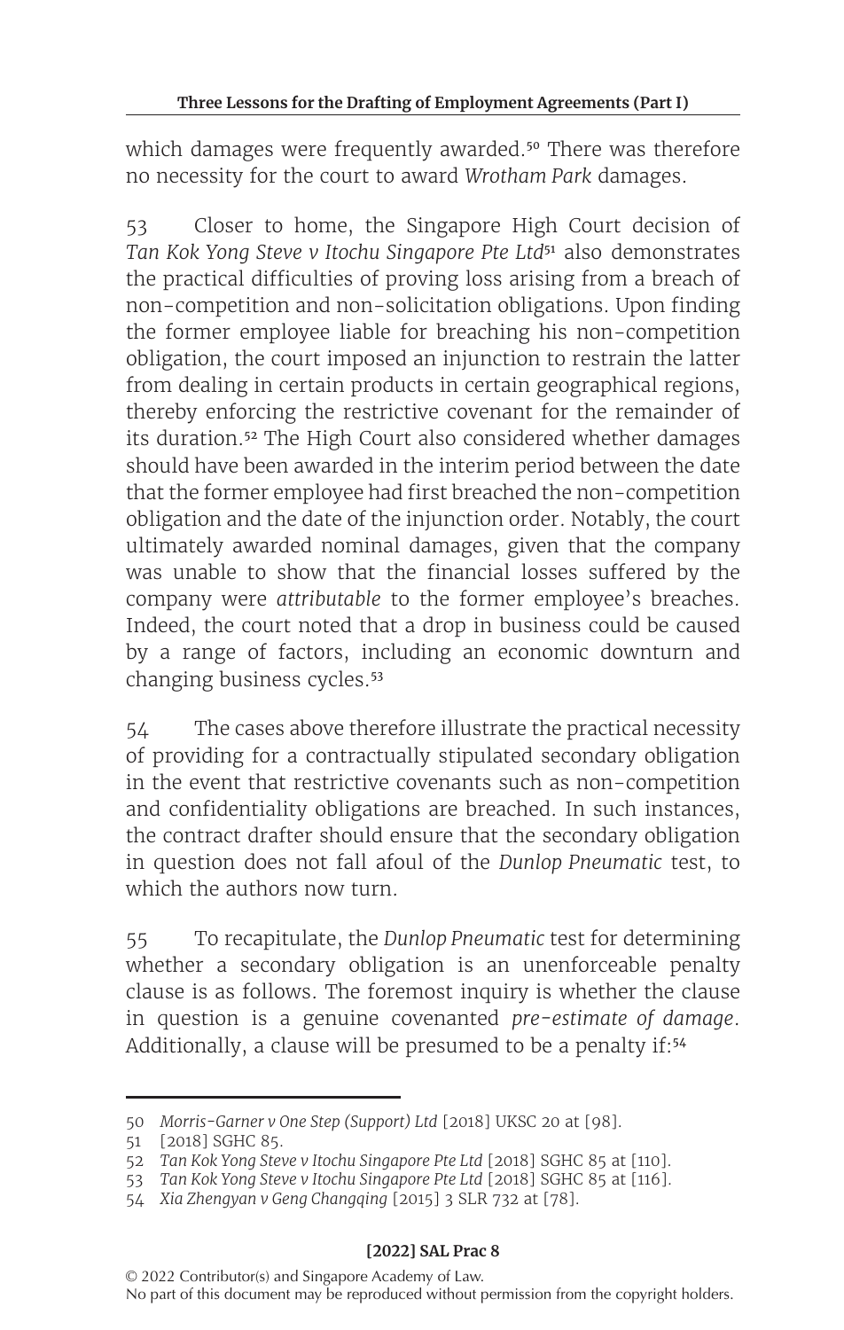which damages were frequently awarded.[50] There was therefore no necessity for the court to award *Wrotham Park* damages.

53 Closer to home, the Singapore High Court decision of *Tan Kok Yong Steve v Itochu Singapore Pte Ltd*[51] also demonstrates the practical difficulties of proving loss arising from a breach of non-competition and non-solicitation obligations. Upon finding the former employee liable for breaching his non-competition obligation, the court imposed an injunction to restrain the latter from dealing in certain products in certain geographical regions, thereby enforcing the restrictive covenant for the remainder of its duration.[52] The High Court also considered whether damages should have been awarded in the interim period between the date that the former employee had first breached the non-competition obligation and the date of the injunction order. Notably, the court ultimately awarded nominal damages, given that the company was unable to show that the financial losses suffered by the company were *attributable* to the former employee's breaches. Indeed, the court noted that a drop in business could be caused by a range of factors, including an economic downturn and changing business cycles.[53]

54 The cases above therefore illustrate the practical necessity of providing for a contractually stipulated secondary obligation in the event that restrictive covenants such as non-competition and confidentiality obligations are breached. In such instances, the contract drafter should ensure that the secondary obligation in question does not fall afoul of the *Dunlop Pneumatic* test, to which the authors now turn.

55 To recapitulate, the *Dunlop Pneumatic* test for determining whether a secondary obligation is an unenforceable penalty clause is as follows. The foremost inquiry is whether the clause in question is a genuine covenanted *pre-estimate of damage*. Additionally, a clause will be presumed to be a penalty if:[54]

---

50 *Morris-Garner v One Step (Support) Ltd* [2018] UKSC 20 at [98].

51 [2018] SGHC 85.

52 *Tan Kok Yong Steve v Itochu Singapore Pte Ltd* [2018] SGHC 85 at [110].

53 *Tan Kok Yong Steve v Itochu Singapore Pte Ltd* [2018] SGHC 85 at [116].

54 *Xia Zhengyan v Geng Changqing* [2015] 3 SLR 732 at [78].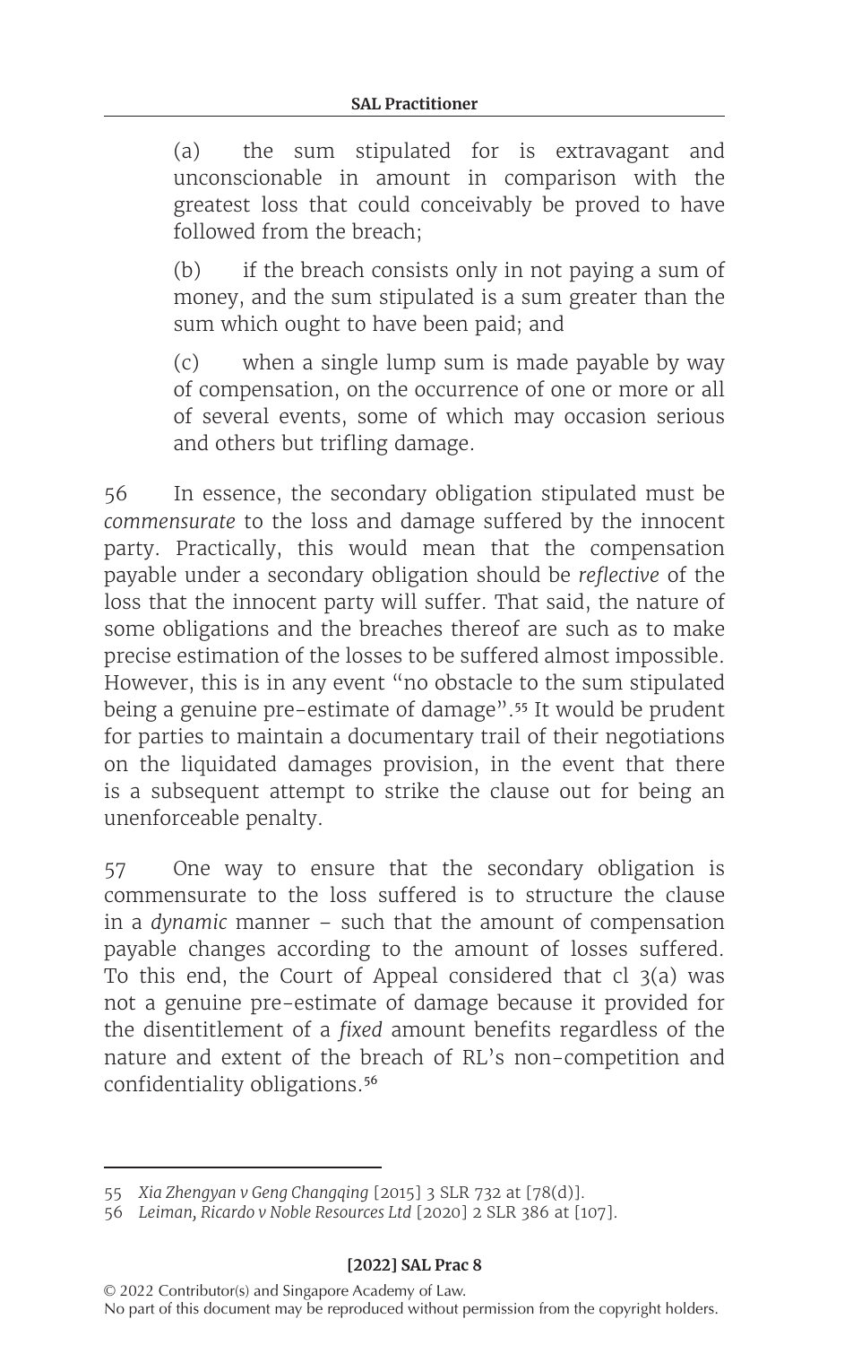(a) the sum stipulated for is extravagant and unconscionable in amount in comparison with the greatest loss that could conceivably be proved to have followed from the breach;

(b) if the breach consists only in not paying a sum of money, and the sum stipulated is a sum greater than the sum which ought to have been paid; and

(c) when a single lump sum is made payable by way of compensation, on the occurrence of one or more or all of several events, some of which may occasion serious and others but trifling damage.

56 In essence, the secondary obligation stipulated must be *commensurate* to the loss and damage suffered by the innocent party. Practically, this would mean that the compensation payable under a secondary obligation should be *reflective* of the loss that the innocent party will suffer. That said, the nature of some obligations and the breaches thereof are such as to make precise estimation of the losses to be suffered almost impossible. However, this is in any event "no obstacle to the sum stipulated being a genuine pre-estimate of damage".[55] It would be prudent for parties to maintain a documentary trail of their negotiations on the liquidated damages provision, in the event that there is a subsequent attempt to strike the clause out for being an unenforceable penalty.

57 One way to ensure that the secondary obligation is commensurate to the loss suffered is to structure the clause in a *dynamic* manner – such that the amount of compensation payable changes according to the amount of losses suffered. To this end, the Court of Appeal considered that cl 3(a) was not a genuine pre-estimate of damage because it provided for the disentitlement of a *fixed* amount benefits regardless of the nature and extent of the breach of RL's non-competition and confidentiality obligations.[56]

---

55 *Xia Zhengyan v Geng Changqing* [2015] 3 SLR 732 at [78(d)].

56 *Leiman, Ricardo v Noble Resources Ltd* [2020] 2 SLR 386 at [107].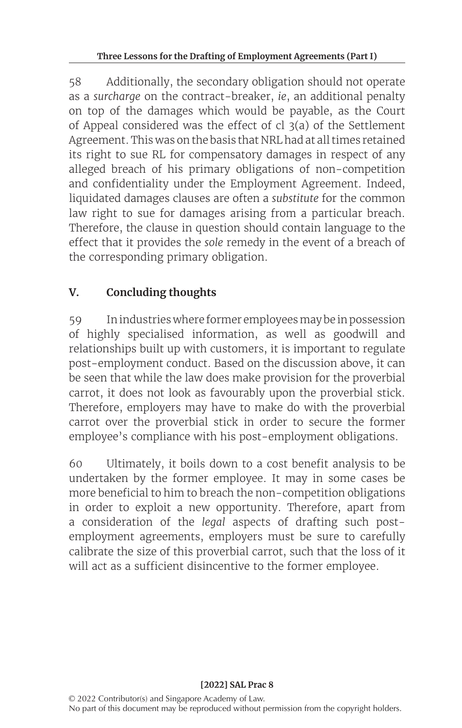58 Additionally, the secondary obligation should not operate as a *surcharge* on the contract-breaker, *ie*, an additional penalty on top of the damages which would be payable, as the Court of Appeal considered was the effect of cl 3(a) of the Settlement Agreement. This was on the basis that NRL had at all times retained its right to sue RL for compensatory damages in respect of any alleged breach of his primary obligations of non-competition and confidentiality under the Employment Agreement. Indeed, liquidated damages clauses are often a *substitute* for the common law right to sue for damages arising from a particular breach. Therefore, the clause in question should contain language to the effect that it provides the *sole* remedy in the event of a breach of the corresponding primary obligation.

## V. Concluding thoughts

59 In industries where former employees may be in possession of highly specialised information, as well as goodwill and relationships built up with customers, it is important to regulate post-employment conduct. Based on the discussion above, it can be seen that while the law does make provision for the proverbial carrot, it does not look as favourably upon the proverbial stick. Therefore, employers may have to make do with the proverbial carrot over the proverbial stick in order to secure the former employee's compliance with his post-employment obligations.

60 Ultimately, it boils down to a cost benefit analysis to be undertaken by the former employee. It may in some cases be more beneficial to him to breach the non-competition obligations in order to exploit a new opportunity. Therefore, apart from a consideration of the *legal* aspects of drafting such post-employment agreements, employers must be sure to carefully calibrate the size of this proverbial carrot, such that the loss of it will act as a sufficient disincentive to the former employee.